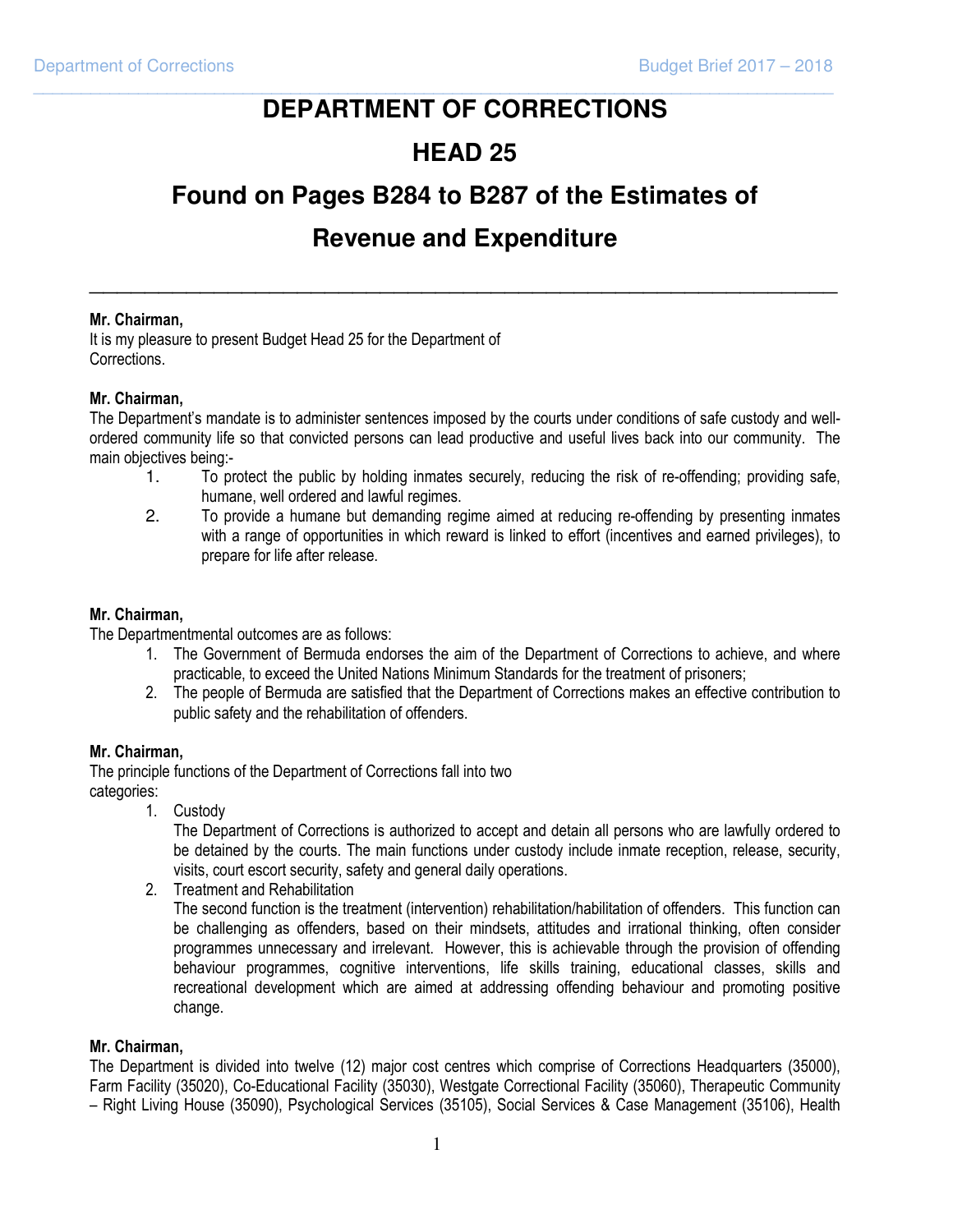# DEPARTMENT OF CORRECTIONS

# HEAD 25

# Found on Pages B284 to B287 of the Estimates of Revenue and Expenditure

---

**Mr. Chairman,**
It is my pleasure to present Budget Head 25 for the Department of Corrections.

**Mr. Chairman,**
The Department's mandate is to administer sentences imposed by the courts under conditions of safe custody and well-ordered community life so that convicted persons can lead productive and useful lives back into our community. The main objectives being:-

1. To protect the public by holding inmates securely, reducing the risk of re-offending; providing safe, humane, well ordered and lawful regimes.
2. To provide a humane but demanding regime aimed at reducing re-offending by presenting inmates with a range of opportunities in which reward is linked to effort (incentives and earned privileges), to prepare for life after release.

**Mr. Chairman,**
The Departmentmental outcomes are as follows:

1. The Government of Bermuda endorses the aim of the Department of Corrections to achieve, and where practicable, to exceed the United Nations Minimum Standards for the treatment of prisoners;
2. The people of Bermuda are satisfied that the Department of Corrections makes an effective contribution to public safety and the rehabilitation of offenders.

**Mr. Chairman,**
The principle functions of the Department of Corrections fall into two categories:

1. Custody
   The Department of Corrections is authorized to accept and detain all persons who are lawfully ordered to be detained by the courts. The main functions under custody include inmate reception, release, security, visits, court escort security, safety and general daily operations.
2. Treatment and Rehabilitation
   The second function is the treatment (intervention) rehabilitation/habilitation of offenders. This function can be challenging as offenders, based on their mindsets, attitudes and irrational thinking, often consider programmes unnecessary and irrelevant. However, this is achievable through the provision of offending behaviour programmes, cognitive interventions, life skills training, educational classes, skills and recreational development which are aimed at addressing offending behaviour and promoting positive change.

**Mr. Chairman,**
The Department is divided into twelve (12) major cost centres which comprise of Corrections Headquarters (35000), Farm Facility (35020), Co-Educational Facility (35030), Westgate Correctional Facility (35060), Therapeutic Community – Right Living House (35090), Psychological Services (35105), Social Services & Case Management (35106), Health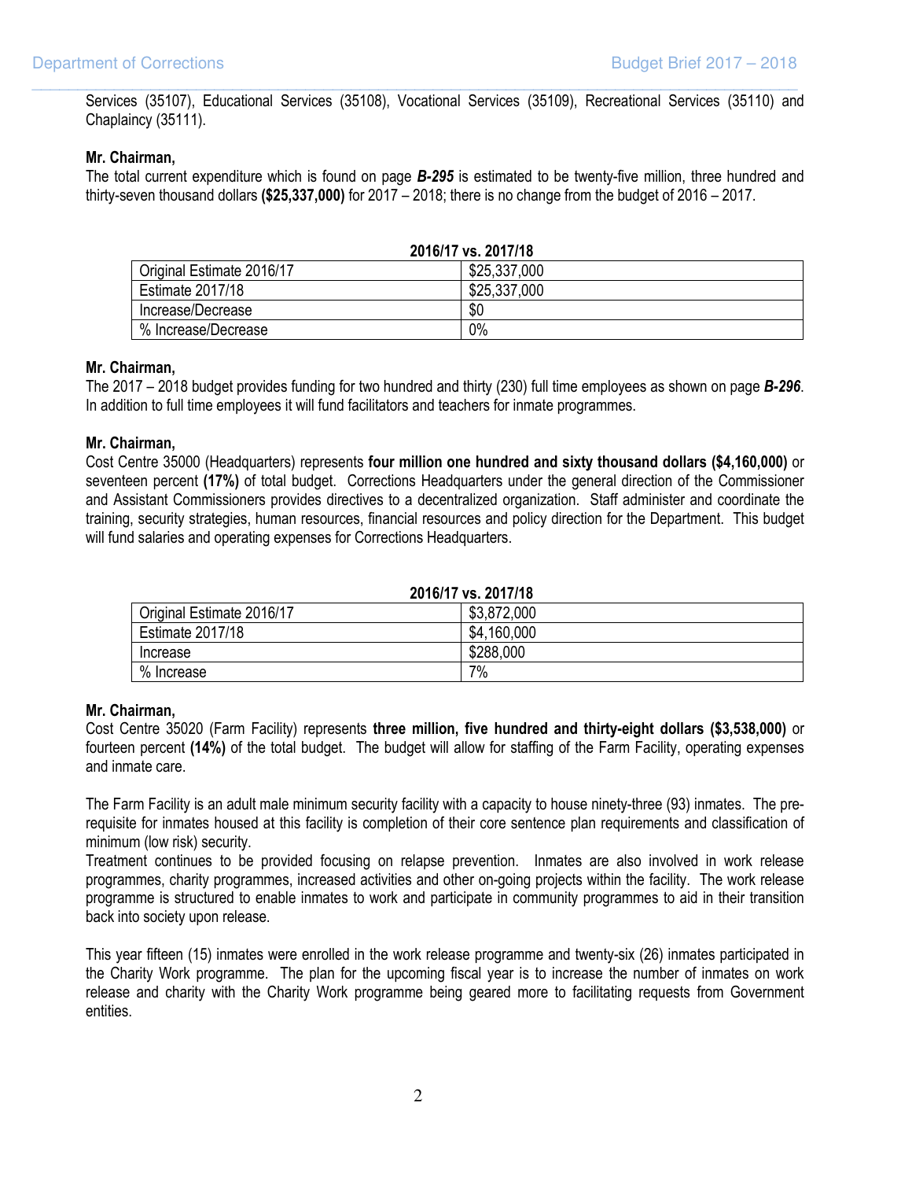Services (35107), Educational Services (35108), Vocational Services (35109), Recreational Services (35110) and Chaplaincy (35111).

**Mr. Chairman,**
The total current expenditure which is found on page ***B-295*** is estimated to be twenty-five million, three hundred and thirty-seven thousand dollars **($25,337,000)** for 2017 – 2018; there is no change from the budget of 2016 – 2017.

**2016/17 vs. 2017/18**

| | |
|---|---|
| Original Estimate 2016/17 | $25,337,000 |
| Estimate 2017/18 | $25,337,000 |
| Increase/Decrease | $0 |
| % Increase/Decrease | 0% |

**Mr. Chairman,**
The 2017 – 2018 budget provides funding for two hundred and thirty (230) full time employees as shown on page ***B-296***. In addition to full time employees it will fund facilitators and teachers for inmate programmes.

**Mr. Chairman,**
Cost Centre 35000 (Headquarters) represents **four million one hundred and sixty thousand dollars ($4,160,000)** or seventeen percent **(17%)** of total budget. Corrections Headquarters under the general direction of the Commissioner and Assistant Commissioners provides directives to a decentralized organization. Staff administer and coordinate the training, security strategies, human resources, financial resources and policy direction for the Department. This budget will fund salaries and operating expenses for Corrections Headquarters.

**2016/17 vs. 2017/18**

| | |
|---|---|
| Original Estimate 2016/17 | $3,872,000 |
| Estimate 2017/18 | $4,160,000 |
| Increase | $288,000 |
| % Increase | 7% |

**Mr. Chairman,**
Cost Centre 35020 (Farm Facility) represents **three million, five hundred and thirty-eight dollars ($3,538,000)** or fourteen percent **(14%)** of the total budget. The budget will allow for staffing of the Farm Facility, operating expenses and inmate care.

The Farm Facility is an adult male minimum security facility with a capacity to house ninety-three (93) inmates. The pre-requisite for inmates housed at this facility is completion of their core sentence plan requirements and classification of minimum (low risk) security.
Treatment continues to be provided focusing on relapse prevention. Inmates are also involved in work release programmes, charity programmes, increased activities and other on-going projects within the facility. The work release programme is structured to enable inmates to work and participate in community programmes to aid in their transition back into society upon release.

This year fifteen (15) inmates were enrolled in the work release programme and twenty-six (26) inmates participated in the Charity Work programme. The plan for the upcoming fiscal year is to increase the number of inmates on work release and charity with the Charity Work programme being geared more to facilitating requests from Government entities.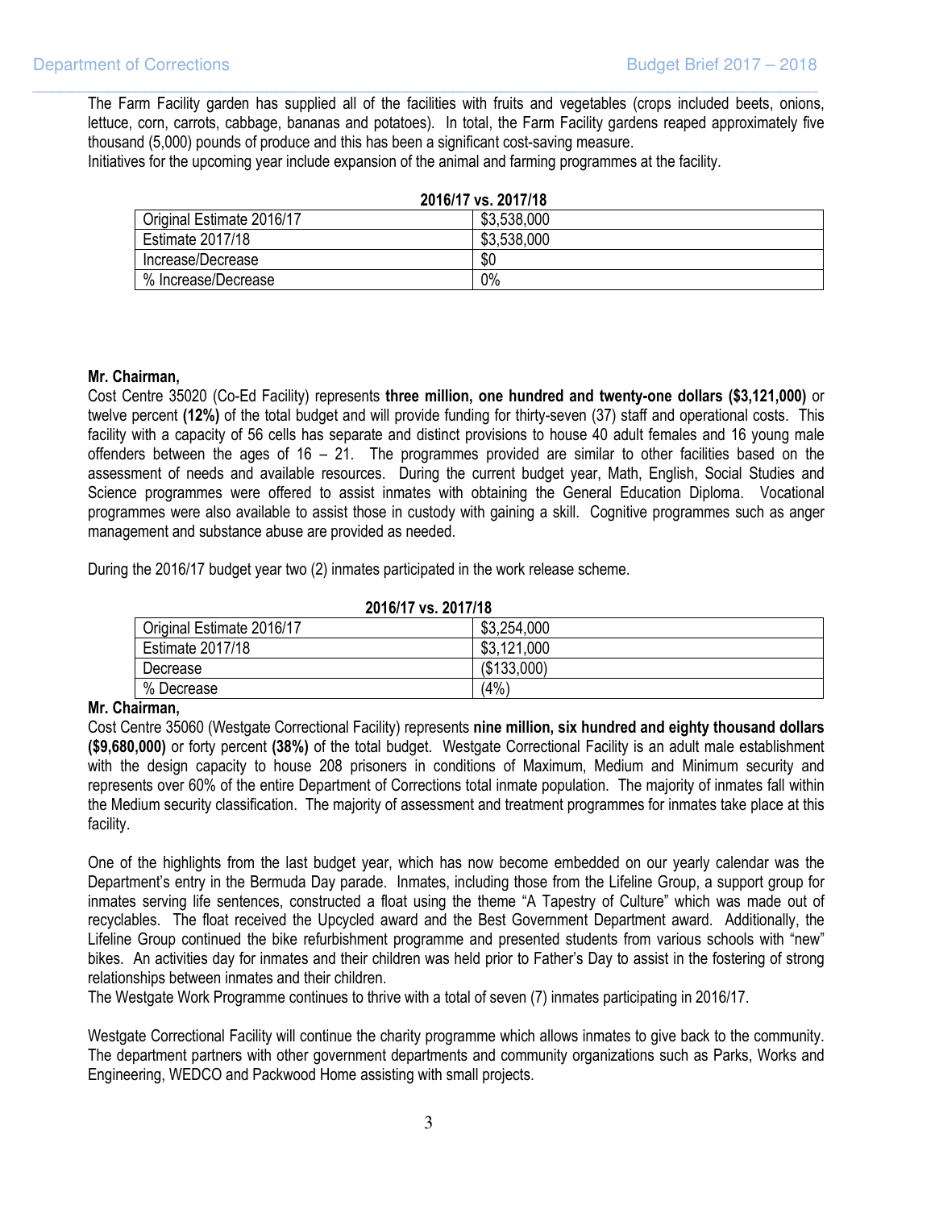The Farm Facility garden has supplied all of the facilities with fruits and vegetables (crops included beets, onions, lettuce, corn, carrots, cabbage, bananas and potatoes). In total, the Farm Facility gardens reaped approximately five thousand (5,000) pounds of produce and this has been a significant cost-saving measure.
Initiatives for the upcoming year include expansion of the animal and farming programmes at the facility.

**2016/17 vs. 2017/18**

| | |
|---|---|
| Original Estimate 2016/17 | $3,538,000 |
| Estimate 2017/18 | $3,538,000 |
| Increase/Decrease | $0 |
| % Increase/Decrease | 0% |

**Mr. Chairman,**
Cost Centre 35020 (Co-Ed Facility) represents **three million, one hundred and twenty-one dollars ($3,121,000)** or twelve percent **(12%)** of the total budget and will provide funding for thirty-seven (37) staff and operational costs. This facility with a capacity of 56 cells has separate and distinct provisions to house 40 adult females and 16 young male offenders between the ages of 16 – 21. The programmes provided are similar to other facilities based on the assessment of needs and available resources. During the current budget year, Math, English, Social Studies and Science programmes were offered to assist inmates with obtaining the General Education Diploma. Vocational programmes were also available to assist those in custody with gaining a skill. Cognitive programmes such as anger management and substance abuse are provided as needed.

During the 2016/17 budget year two (2) inmates participated in the work release scheme.

**2016/17 vs. 2017/18**

| | |
|---|---|
| Original Estimate 2016/17 | $3,254,000 |
| Estimate 2017/18 | $3,121,000 |
| Decrease | ($133,000) |
| % Decrease | (4%) |

**Mr. Chairman,**
Cost Centre 35060 (Westgate Correctional Facility) represents **nine million, six hundred and eighty thousand dollars ($9,680,000)** or forty percent **(38%)** of the total budget. Westgate Correctional Facility is an adult male establishment with the design capacity to house 208 prisoners in conditions of Maximum, Medium and Minimum security and represents over 60% of the entire Department of Corrections total inmate population. The majority of inmates fall within the Medium security classification. The majority of assessment and treatment programmes for inmates take place at this facility.

One of the highlights from the last budget year, which has now become embedded on our yearly calendar was the Department's entry in the Bermuda Day parade. Inmates, including those from the Lifeline Group, a support group for inmates serving life sentences, constructed a float using the theme "A Tapestry of Culture" which was made out of recyclables. The float received the Upcycled award and the Best Government Department award. Additionally, the Lifeline Group continued the bike refurbishment programme and presented students from various schools with "new" bikes. An activities day for inmates and their children was held prior to Father's Day to assist in the fostering of strong relationships between inmates and their children.
The Westgate Work Programme continues to thrive with a total of seven (7) inmates participating in 2016/17.

Westgate Correctional Facility will continue the charity programme which allows inmates to give back to the community. The department partners with other government departments and community organizations such as Parks, Works and Engineering, WEDCO and Packwood Home assisting with small projects.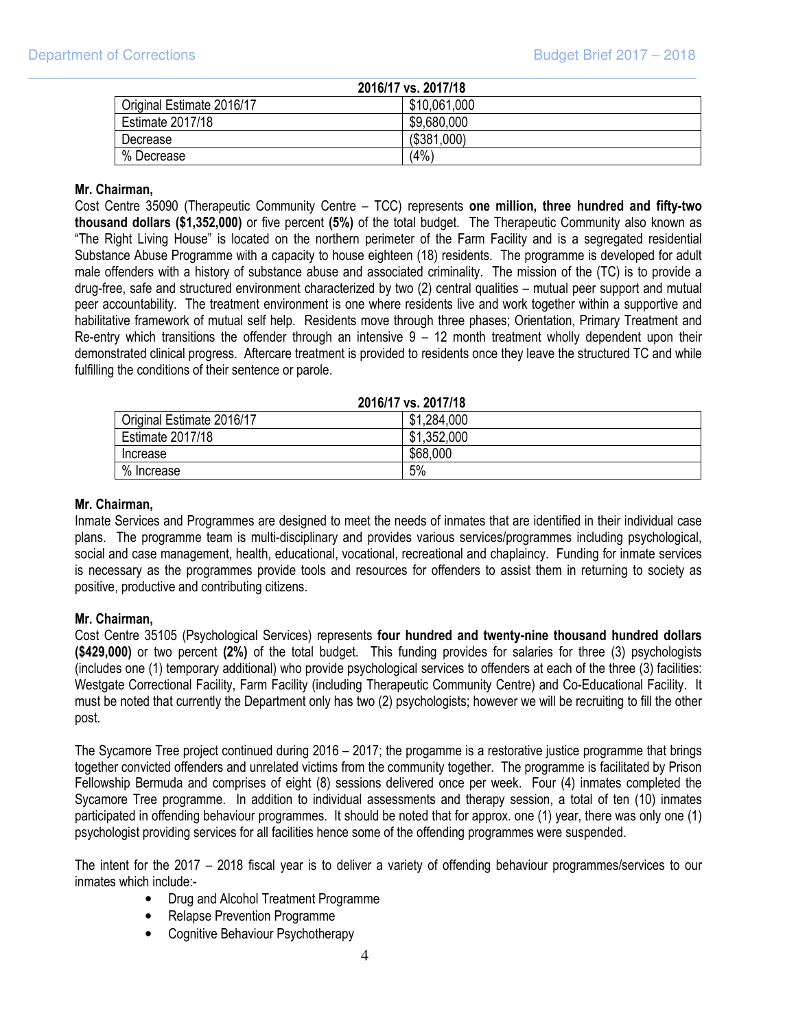**2016/17 vs. 2017/18**

| | |
|---|---|
| Original Estimate 2016/17 | $10,061,000 |
| Estimate 2017/18 | $9,680,000 |
| Decrease | ($381,000) |
| % Decrease | (4%) |

**Mr. Chairman,**

Cost Centre 35090 (Therapeutic Community Centre – TCC) represents **one million, three hundred and fifty-two thousand dollars ($1,352,000)** or five percent **(5%)** of the total budget. The Therapeutic Community also known as "The Right Living House" is located on the northern perimeter of the Farm Facility and is a segregated residential Substance Abuse Programme with a capacity to house eighteen (18) residents. The programme is developed for adult male offenders with a history of substance abuse and associated criminality. The mission of the (TC) is to provide a drug-free, safe and structured environment characterized by two (2) central qualities – mutual peer support and mutual peer accountability. The treatment environment is one where residents live and work together within a supportive and habilitative framework of mutual self help. Residents move through three phases; Orientation, Primary Treatment and Re-entry which transitions the offender through an intensive 9 – 12 month treatment wholly dependent upon their demonstrated clinical progress. Aftercare treatment is provided to residents once they leave the structured TC and while fulfilling the conditions of their sentence or parole.

**2016/17 vs. 2017/18**

| | |
|---|---|
| Original Estimate 2016/17 | $1,284,000 |
| Estimate 2017/18 | $1,352,000 |
| Increase | $68,000 |
| % Increase | 5% |

**Mr. Chairman,**

Inmate Services and Programmes are designed to meet the needs of inmates that are identified in their individual case plans. The programme team is multi-disciplinary and provides various services/programmes including psychological, social and case management, health, educational, vocational, recreational and chaplaincy. Funding for inmate services is necessary as the programmes provide tools and resources for offenders to assist them in returning to society as positive, productive and contributing citizens.

**Mr. Chairman,**

Cost Centre 35105 (Psychological Services) represents **four hundred and twenty-nine thousand hundred dollars ($429,000)** or two percent **(2%)** of the total budget. This funding provides for salaries for three (3) psychologists (includes one (1) temporary additional) who provide psychological services to offenders at each of the three (3) facilities: Westgate Correctional Facility, Farm Facility (including Therapeutic Community Centre) and Co-Educational Facility. It must be noted that currently the Department only has two (2) psychologists; however we will be recruiting to fill the other post.

The Sycamore Tree project continued during 2016 – 2017; the progamme is a restorative justice programme that brings together convicted offenders and unrelated victims from the community together. The programme is facilitated by Prison Fellowship Bermuda and comprises of eight (8) sessions delivered once per week. Four (4) inmates completed the Sycamore Tree programme. In addition to individual assessments and therapy session, a total of ten (10) inmates participated in offending behaviour programmes. It should be noted that for approx. one (1) year, there was only one (1) psychologist providing services for all facilities hence some of the offending programmes were suspended.

The intent for the 2017 – 2018 fiscal year is to deliver a variety of offending behaviour programmes/services to our inmates which include:-

- Drug and Alcohol Treatment Programme
- Relapse Prevention Programme
- Cognitive Behaviour Psychotherapy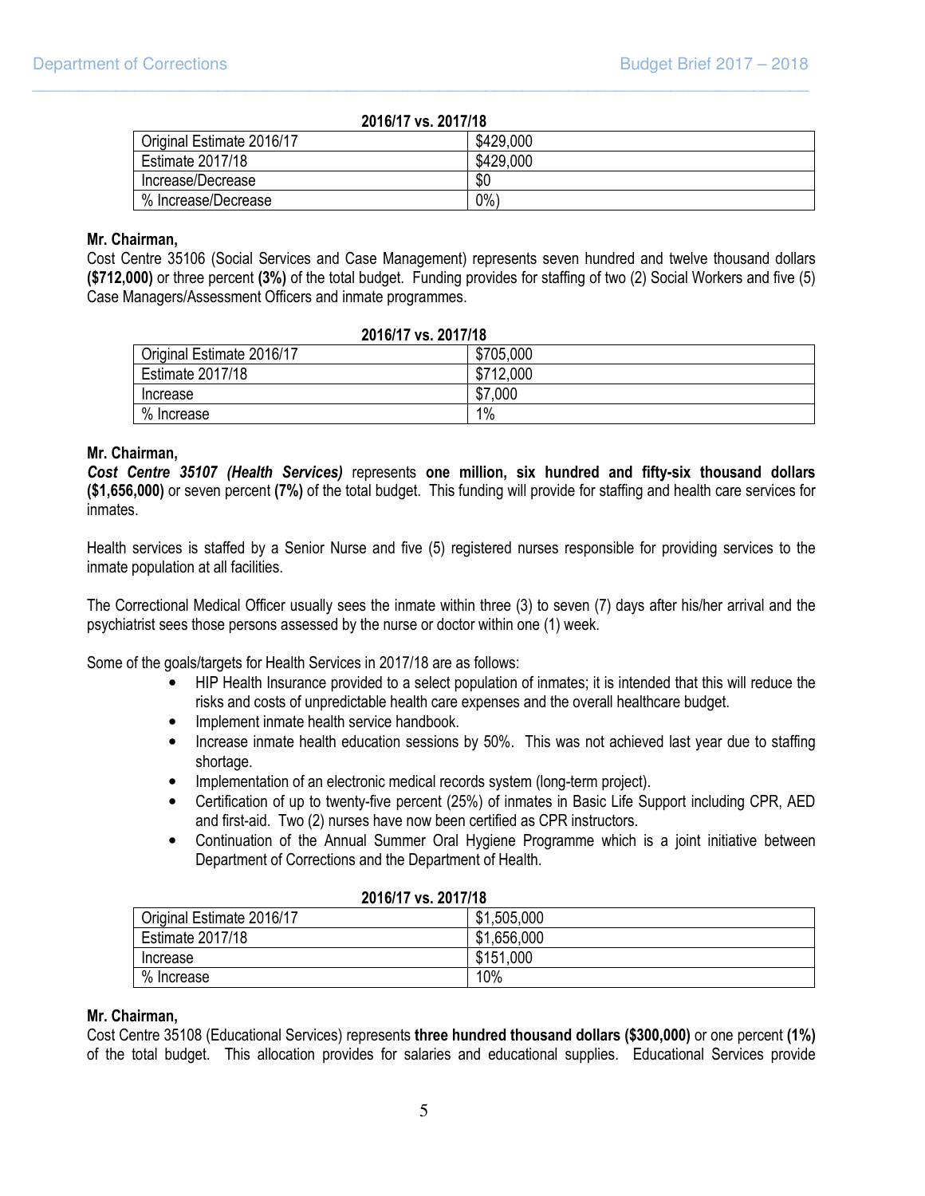**2016/17 vs. 2017/18**

| | |
|---|---|
| Original Estimate 2016/17 | $429,000 |
| Estimate 2017/18 | $429,000 |
| Increase/Decrease | $0 |
| % Increase/Decrease | 0%) |

**Mr. Chairman,**
Cost Centre 35106 (Social Services and Case Management) represents seven hundred and twelve thousand dollars **($712,000)** or three percent **(3%)** of the total budget. Funding provides for staffing of two (2) Social Workers and five (5) Case Managers/Assessment Officers and inmate programmes.

**2016/17 vs. 2017/18**

| | |
|---|---|
| Original Estimate 2016/17 | $705,000 |
| Estimate 2017/18 | $712,000 |
| Increase | $7,000 |
| % Increase | 1% |

**Mr. Chairman,**
***Cost Centre 35107 (Health Services)*** represents **one million, six hundred and fifty-six thousand dollars ($1,656,000)** or seven percent **(7%)** of the total budget. This funding will provide for staffing and health care services for inmates.

Health services is staffed by a Senior Nurse and five (5) registered nurses responsible for providing services to the inmate population at all facilities.

The Correctional Medical Officer usually sees the inmate within three (3) to seven (7) days after his/her arrival and the psychiatrist sees those persons assessed by the nurse or doctor within one (1) week.

Some of the goals/targets for Health Services in 2017/18 are as follows:

- HIP Health Insurance provided to a select population of inmates; it is intended that this will reduce the risks and costs of unpredictable health care expenses and the overall healthcare budget.
- Implement inmate health service handbook.
- Increase inmate health education sessions by 50%. This was not achieved last year due to staffing shortage.
- Implementation of an electronic medical records system (long-term project).
- Certification of up to twenty-five percent (25%) of inmates in Basic Life Support including CPR, AED and first-aid. Two (2) nurses have now been certified as CPR instructors.
- Continuation of the Annual Summer Oral Hygiene Programme which is a joint initiative between Department of Corrections and the Department of Health.

**2016/17 vs. 2017/18**

| | |
|---|---|
| Original Estimate 2016/17 | $1,505,000 |
| Estimate 2017/18 | $1,656,000 |
| Increase | $151,000 |
| % Increase | 10% |

**Mr. Chairman,**
Cost Centre 35108 (Educational Services) represents **three hundred thousand dollars ($300,000)** or one percent **(1%)** of the total budget. This allocation provides for salaries and educational supplies. Educational Services provide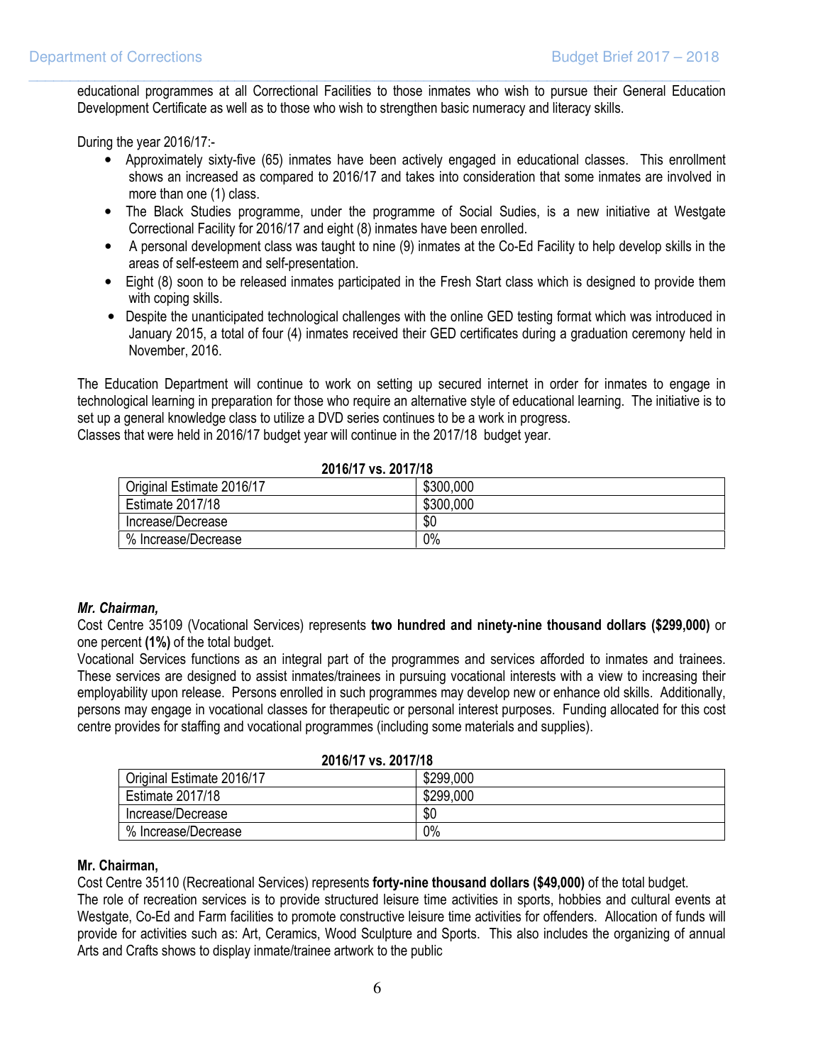educational programmes at all Correctional Facilities to those inmates who wish to pursue their General Education Development Certificate as well as to those who wish to strengthen basic numeracy and literacy skills.

During the year 2016/17:-

- Approximately sixty-five (65) inmates have been actively engaged in educational classes. This enrollment shows an increased as compared to 2016/17 and takes into consideration that some inmates are involved in more than one (1) class.
- The Black Studies programme, under the programme of Social Sudies, is a new initiative at Westgate Correctional Facility for 2016/17 and eight (8) inmates have been enrolled.
- A personal development class was taught to nine (9) inmates at the Co-Ed Facility to help develop skills in the areas of self-esteem and self-presentation.
- Eight (8) soon to be released inmates participated in the Fresh Start class which is designed to provide them with coping skills.
- Despite the unanticipated technological challenges with the online GED testing format which was introduced in January 2015, a total of four (4) inmates received their GED certificates during a graduation ceremony held in November, 2016.

The Education Department will continue to work on setting up secured internet in order for inmates to engage in technological learning in preparation for those who require an alternative style of educational learning. The initiative is to set up a general knowledge class to utilize a DVD series continues to be a work in progress.
Classes that were held in 2016/17 budget year will continue in the 2017/18 budget year.

**2016/17 vs. 2017/18**

| | |
|---|---|
| Original Estimate 2016/17 | $300,000 |
| Estimate 2017/18 | $300,000 |
| Increase/Decrease | $0 |
| % Increase/Decrease | 0% |

***Mr. Chairman,***
Cost Centre 35109 (Vocational Services) represents **two hundred and ninety-nine thousand dollars ($299,000)** or one percent **(1%)** of the total budget.
Vocational Services functions as an integral part of the programmes and services afforded to inmates and trainees. These services are designed to assist inmates/trainees in pursuing vocational interests with a view to increasing their employability upon release. Persons enrolled in such programmes may develop new or enhance old skills. Additionally, persons may engage in vocational classes for therapeutic or personal interest purposes. Funding allocated for this cost centre provides for staffing and vocational programmes (including some materials and supplies).

**2016/17 vs. 2017/18**

| | |
|---|---|
| Original Estimate 2016/17 | $299,000 |
| Estimate 2017/18 | $299,000 |
| Increase/Decrease | $0 |
| % Increase/Decrease | 0% |

**Mr. Chairman,**
Cost Centre 35110 (Recreational Services) represents **forty-nine thousand dollars ($49,000)** of the total budget.
The role of recreation services is to provide structured leisure time activities in sports, hobbies and cultural events at Westgate, Co-Ed and Farm facilities to promote constructive leisure time activities for offenders. Allocation of funds will provide for activities such as: Art, Ceramics, Wood Sculpture and Sports. This also includes the organizing of annual Arts and Crafts shows to display inmate/trainee artwork to the public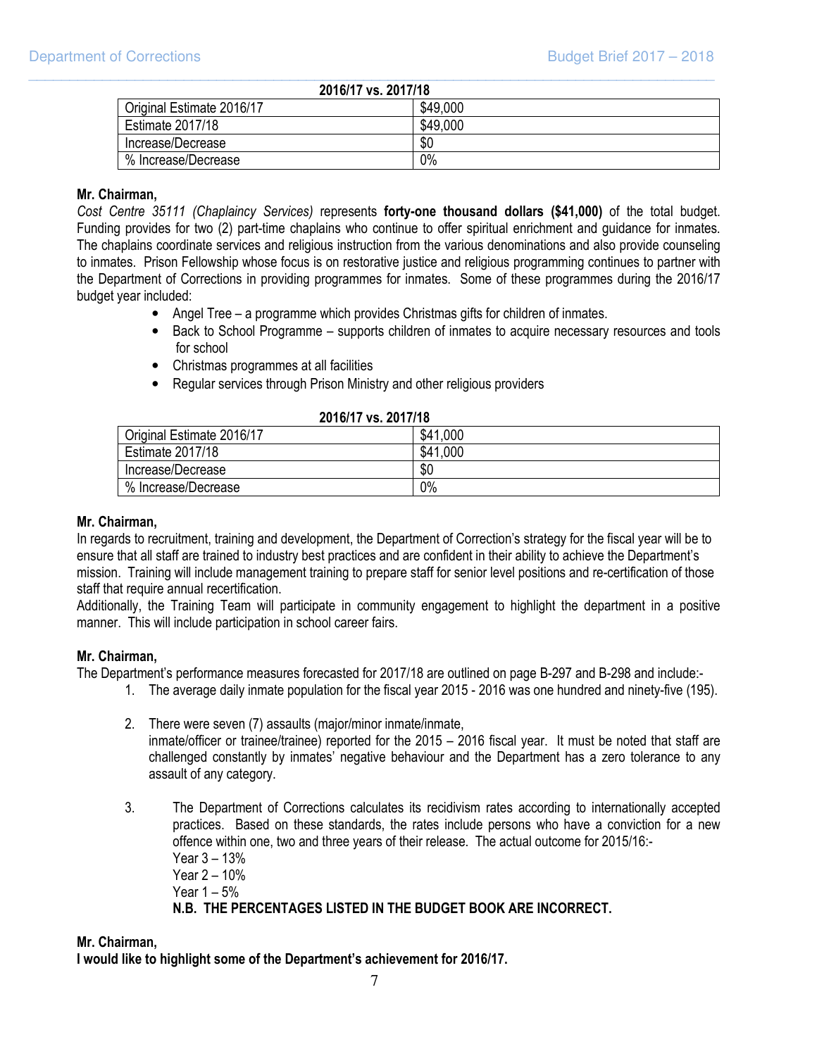**2016/17 vs. 2017/18**

| Original Estimate 2016/17 | $49,000 |
|---|---|
| Estimate 2017/18 | $49,000 |
| Increase/Decrease | $0 |
| % Increase/Decrease | 0% |

**Mr. Chairman,**

*Cost Centre 35111 (Chaplaincy Services)* represents **forty-one thousand dollars ($41,000)** of the total budget. Funding provides for two (2) part-time chaplains who continue to offer spiritual enrichment and guidance for inmates. The chaplains coordinate services and religious instruction from the various denominations and also provide counseling to inmates. Prison Fellowship whose focus is on restorative justice and religious programming continues to partner with the Department of Corrections in providing programmes for inmates. Some of these programmes during the 2016/17 budget year included:

- Angel Tree – a programme which provides Christmas gifts for children of inmates.
- Back to School Programme – supports children of inmates to acquire necessary resources and tools for school
- Christmas programmes at all facilities
- Regular services through Prison Ministry and other religious providers

**2016/17 vs. 2017/18**

| Original Estimate 2016/17 | $41,000 |
|---|---|
| Estimate 2017/18 | $41,000 |
| Increase/Decrease | $0 |
| % Increase/Decrease | 0% |

**Mr. Chairman,**

In regards to recruitment, training and development, the Department of Correction's strategy for the fiscal year will be to ensure that all staff are trained to industry best practices and are confident in their ability to achieve the Department's mission. Training will include management training to prepare staff for senior level positions and re-certification of those staff that require annual recertification.

Additionally, the Training Team will participate in community engagement to highlight the department in a positive manner. This will include participation in school career fairs.

**Mr. Chairman,**

The Department's performance measures forecasted for 2017/18 are outlined on page B-297 and B-298 and include:-

1. The average daily inmate population for the fiscal year 2015 - 2016 was one hundred and ninety-five (195).

2. There were seven (7) assaults (major/minor inmate/inmate, inmate/officer or trainee/trainee) reported for the 2015 – 2016 fiscal year. It must be noted that staff are challenged constantly by inmates' negative behaviour and the Department has a zero tolerance to any assault of any category.

3. The Department of Corrections calculates its recidivism rates according to internationally accepted practices. Based on these standards, the rates include persons who have a conviction for a new offence within one, two and three years of their release. The actual outcome for 2015/16:-
   Year 3 – 13%
   Year 2 – 10%
   Year 1 – 5%
   **N.B. THE PERCENTAGES LISTED IN THE BUDGET BOOK ARE INCORRECT.**

**Mr. Chairman,**

**I would like to highlight some of the Department's achievement for 2016/17.**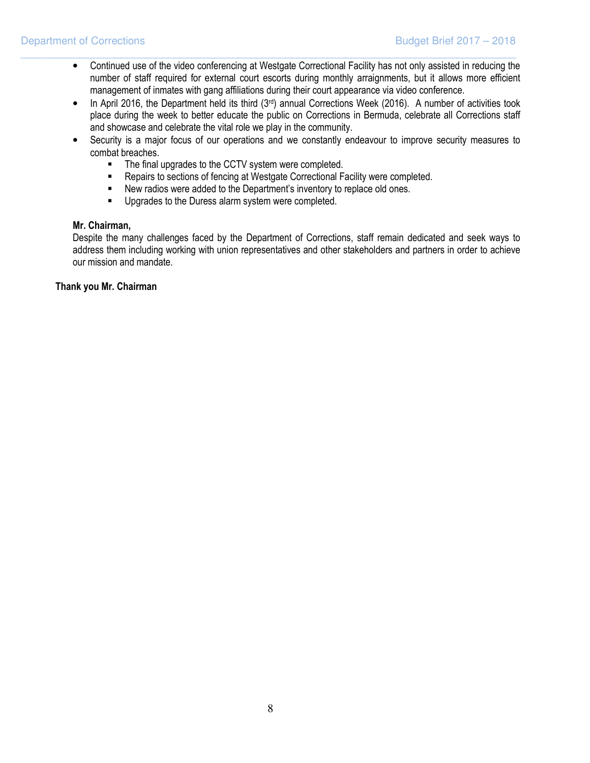- Continued use of the video conferencing at Westgate Correctional Facility has not only assisted in reducing the number of staff required for external court escorts during monthly arraignments, but it allows more efficient management of inmates with gang affiliations during their court appearance via video conference.
- In April 2016, the Department held its third (3rd) annual Corrections Week (2016). A number of activities took place during the week to better educate the public on Corrections in Bermuda, celebrate all Corrections staff and showcase and celebrate the vital role we play in the community.
- Security is a major focus of our operations and we constantly endeavour to improve security measures to combat breaches.
  - The final upgrades to the CCTV system were completed.
  - Repairs to sections of fencing at Westgate Correctional Facility were completed.
  - New radios were added to the Department's inventory to replace old ones.
  - Upgrades to the Duress alarm system were completed.

**Mr. Chairman,**

Despite the many challenges faced by the Department of Corrections, staff remain dedicated and seek ways to address them including working with union representatives and other stakeholders and partners in order to achieve our mission and mandate.

**Thank you Mr. Chairman**